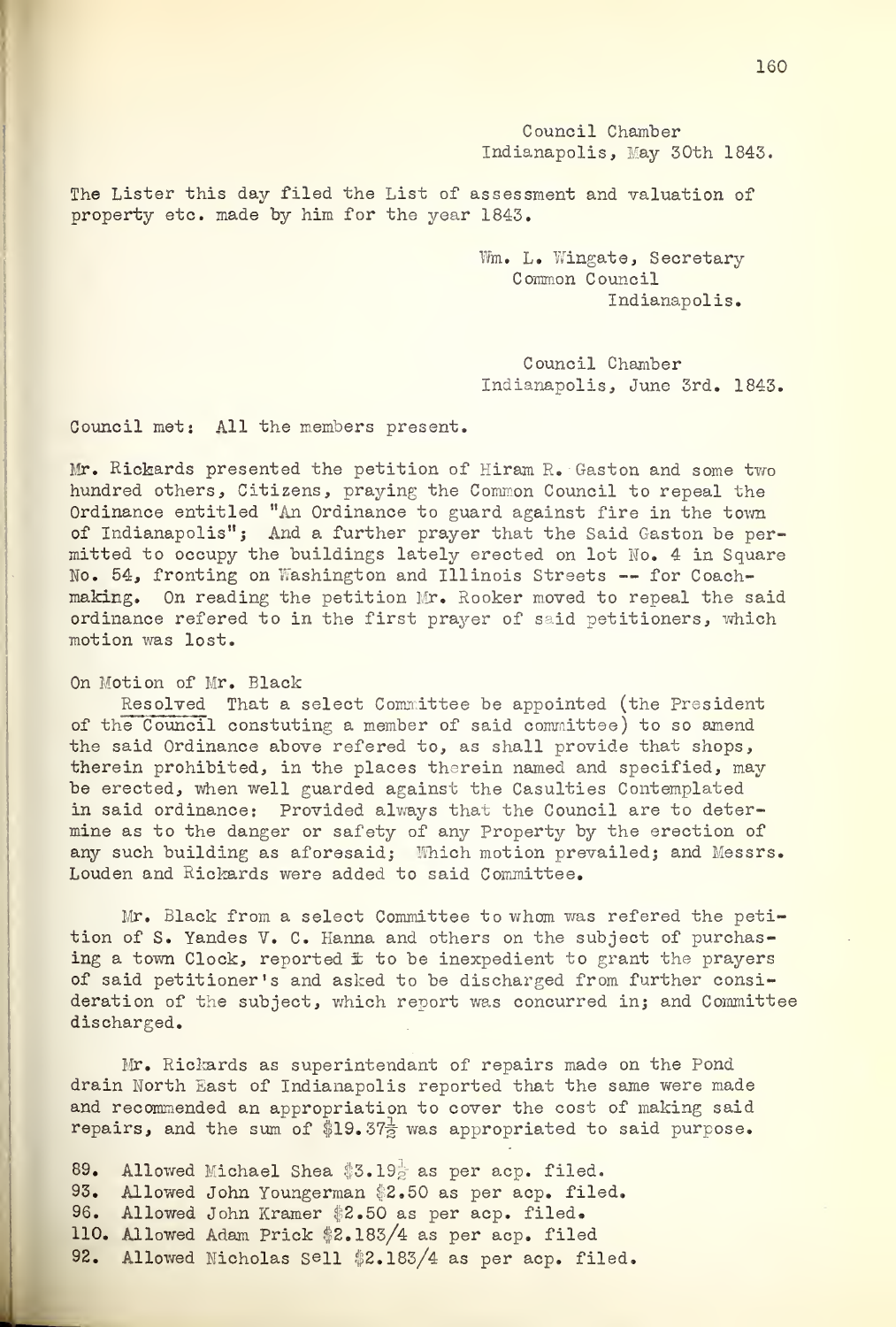Council Chamber
Indianapolis, May 30th 1843.

The Lister this day filed the List of assessment and valuation of property etc. made by him for the year 1843.

Wm. L. Wingate, Secretary
Common Council
Indianapolis.

Council Chamber
Indianapolis, June 3rd. 1843.

Council met: All the members present.

Mr. Rickards presented the petition of Hiram R. Gaston and some two hundred others, Citizens, praying the Common Council to repeal the Ordinance entitled "An Ordinance to guard against fire in the town of Indianapolis"; And a further prayer that the Said Gaston be permitted to occupy the buildings lately erected on lot No. 4 in Square No. 54, fronting on Washington and Illinois Streets -- for Coach-making. On reading the petition Mr. Rooker moved to repeal the said ordinance refered to in the first prayer of said petitioners, which motion was lost.

On Motion of Mr. Black

Resolved That a select Committee be appointed (the President of the Council constuting a member of said committee) to so amend the said Ordinance above refered to, as shall provide that shops, therein prohibited, in the places therein named and specified, may be erected, when well guarded against the Casulties Contemplated in said ordinance: Provided always that the Council are to determine as to the danger or safety of any Property by the erection of any such building as aforesaid; Which motion prevailed; and Messrs. Louden and Rickards were added to said Committee.

Mr. Black from a select Committee to whom was refered the petition of S. Yandes V. C. Hanna and others on the subject of purchasing a town Clock, reported it to be inexpedient to grant the prayers of said petitioner's and asked to be discharged from further consideration of the subject, which report was concurred in; and Committee discharged.

Mr. Rickards as superintendant of repairs made on the Pond drain North East of Indianapolis reported that the same were made and recommended an appropriation to cover the cost of making said repairs, and the sum of \$19.37½ was appropriated to said purpose.

89. Allowed Michael Shea \$3.19½ as per acp. filed.
93. Allowed John Youngerman \$2.50 as per acp. filed.
96. Allowed John Kramer \$2.50 as per acp. filed.
110. Allowed Adam Prick \$2.183/4 as per acp. filed
92. Allowed Nicholas Sell \$2.183/4 as per acp. filed.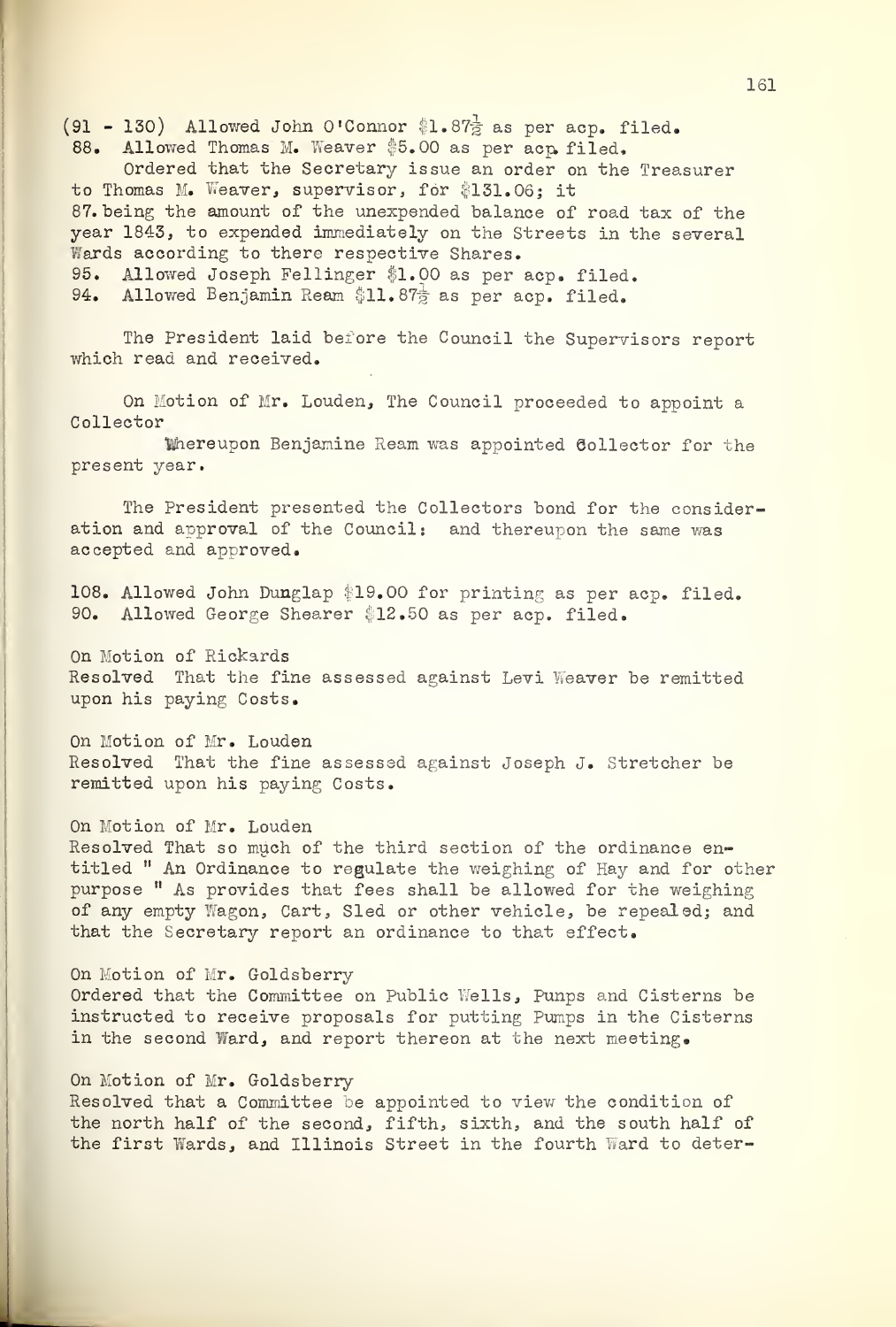(91 - 130) Allowed John O'Connor $1.87½ as per acp. filed.
88. Allowed Thomas M. Weaver $5.00 as per acp. filed.
Ordered that the Secretary issue an order on the Treasurer to Thomas M. Weaver, supervisor, for $131.06; it
87. being the amount of the unexpended balance of road tax of the year 1843, to expended immediately on the Streets in the several Wards according to there respective Shares.
95. Allowed Joseph Fellinger $1.00 as per acp. filed.
94. Allowed Benjamin Ream $11.87½ as per acp. filed.

The President laid before the Council the Supervisors report which read and received.

On Motion of Mr. Louden, The Council proceeded to appoint a Collector

Whereupon Benjamine Ream was appointed Collector for the present year.

The President presented the Collectors bond for the consideration and approval of the Council: and thereupon the same was accepted and approved.

108. Allowed John Dunglap $19.00 for printing as per acp. filed.
90. Allowed George Shearer $12.50 as per acp. filed.

On Motion of Rickards
Resolved That the fine assessed against Levi Weaver be remitted upon his paying Costs.

On Motion of Mr. Louden
Resolved That the fine assessed against Joseph J. Stretcher be remitted upon his paying Costs.

On Motion of Mr. Louden
Resolved That so much of the third section of the ordinance entitled " An Ordinance to regulate the weighing of Hay and for other purpose " As provides that fees shall be allowed for the weighing of any empty Wagon, Cart, Sled or other vehicle, be repealed; and that the Secretary report an ordinance to that effect.

On Motion of Mr. Goldsberry
Ordered that the Committee on Public Wells, Punps and Cisterns be instructed to receive proposals for putting Pumps in the Cisterns in the second Ward, and report thereon at the next meeting.

On Motion of Mr. Goldsberry
Resolved that a Committee be appointed to view the condition of the north half of the second, fifth, sixth, and the south half of the first Wards, and Illinois Street in the fourth Ward to deter-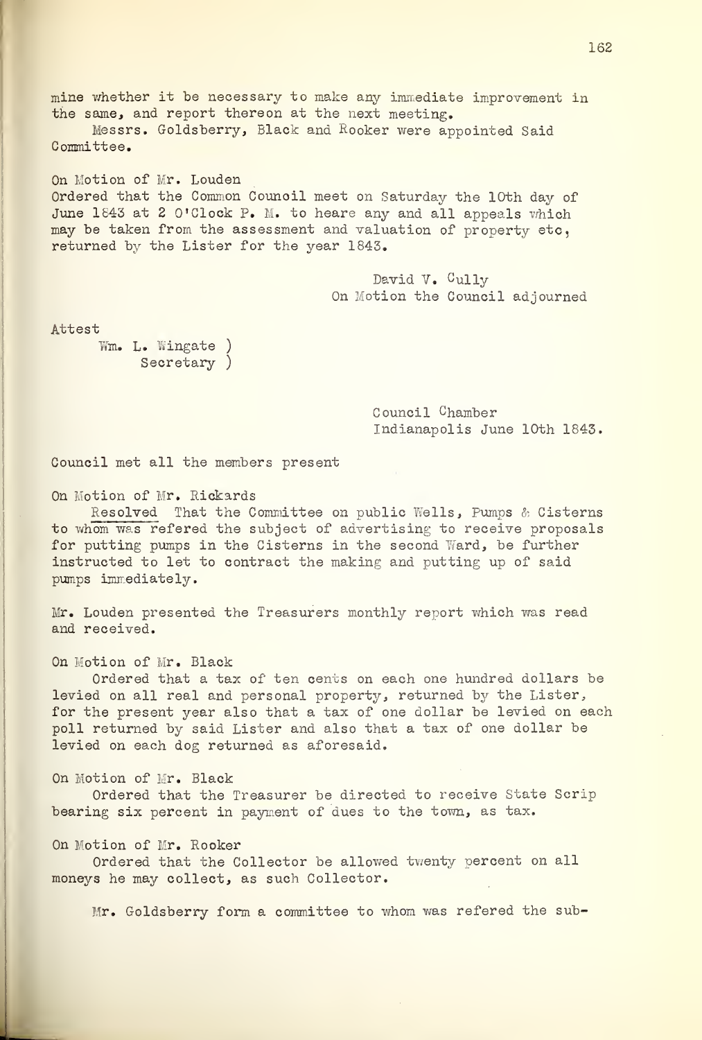mine whether it be necessary to make any immediate improvement in the same, and report thereon at the next meeting.

Messrs. Goldsberry, Black and Rooker were appointed Said Committee.

On Motion of Mr. Louden
Ordered that the Common Council meet on Saturday the 10th day of June 1843 at 2 O'Clock P. M. to heare any and all appeals which may be taken from the assessment and valuation of property etc, returned by the Lister for the year 1843.

David V. Cully
On Motion the Council adjourned

Attest
Wm. L. Wingate )
Secretary )

Council Chamber
Indianapolis June 10th 1843.

Council met all the members present

On Motion of Mr. Rickards
<u>Resolved</u> That the Committee on public Wells, Pumps & Cisterns to whom was refered the subject of advertising to receive proposals for putting pumps in the Cisterns in the second Ward, be further instructed to let to contract the making and putting up of said pumps immediately.

Mr. Louden presented the Treasurers monthly report which was read and received.

On Motion of Mr. Black
Ordered that a tax of ten cents on each one hundred dollars be levied on all real and personal property, returned by the Lister, for the present year also that a tax of one dollar be levied on each poll returned by said Lister and also that a tax of one dollar be levied on each dog returned as aforesaid.

On Motion of Mr. Black
Ordered that the Treasurer be directed to receive State Scrip bearing six percent in payment of dues to the town, as tax.

On Motion of Mr. Rooker
Ordered that the Collector be allowed twenty percent on all moneys he may collect, as such Collector.

Mr. Goldsberry form a committee to whom was refered the sub-